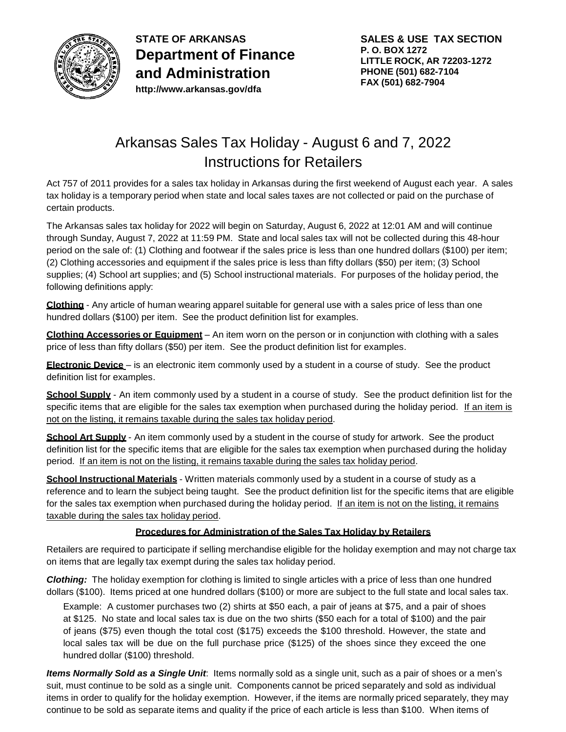**STATE OF ARKANSAS**
# Department of Finance and Administration
**http://www.arkansas.gov/dfa**

**SALES & USE TAX SECTION**
**P. O. BOX 1272**
**LITTLE ROCK, AR 72203-1272**
**PHONE (501) 682-7104**
**FAX (501) 682-7904**

## Arkansas Sales Tax Holiday - August 6 and 7, 2022
## Instructions for Retailers

Act 757 of 2011 provides for a sales tax holiday in Arkansas during the first weekend of August each year. A sales tax holiday is a temporary period when state and local sales taxes are not collected or paid on the purchase of certain products.

The Arkansas sales tax holiday for 2022 will begin on Saturday, August 6, 2022 at 12:01 AM and will continue through Sunday, August 7, 2022 at 11:59 PM. State and local sales tax will not be collected during this 48-hour period on the sale of: (1) Clothing and footwear if the sales price is less than one hundred dollars ($100) per item; (2) Clothing accessories and equipment if the sales price is less than fifty dollars ($50) per item; (3) School supplies; (4) School art supplies; and (5) School instructional materials. For purposes of the holiday period, the following definitions apply:

**Clothing** - Any article of human wearing apparel suitable for general use with a sales price of less than one hundred dollars ($100) per item. See the product definition list for examples.

**Clothing Accessories or Equipment** – An item worn on the person or in conjunction with clothing with a sales price of less than fifty dollars ($50) per item. See the product definition list for examples.

**Electronic Device** – is an electronic item commonly used by a student in a course of study. See the product definition list for examples.

**School Supply** - An item commonly used by a student in a course of study. See the product definition list for the specific items that are eligible for the sales tax exemption when purchased during the holiday period. If an item is not on the listing, it remains taxable during the sales tax holiday period.

**School Art Supply** - An item commonly used by a student in the course of study for artwork. See the product definition list for the specific items that are eligible for the sales tax exemption when purchased during the holiday period. If an item is not on the listing, it remains taxable during the sales tax holiday period.

**School Instructional Materials** - Written materials commonly used by a student in a course of study as a reference and to learn the subject being taught. See the product definition list for the specific items that are eligible for the sales tax exemption when purchased during the holiday period. If an item is not on the listing, it remains taxable during the sales tax holiday period.

### Procedures for Administration of the Sales Tax Holiday by Retailers

Retailers are required to participate if selling merchandise eligible for the holiday exemption and may not charge tax on items that are legally tax exempt during the sales tax holiday period.

***Clothing:*** The holiday exemption for clothing is limited to single articles with a price of less than one hundred dollars ($100). Items priced at one hundred dollars ($100) or more are subject to the full state and local sales tax.

> Example: A customer purchases two (2) shirts at $50 each, a pair of jeans at $75, and a pair of shoes at $125. No state and local sales tax is due on the two shirts ($50 each for a total of $100) and the pair of jeans ($75) even though the total cost ($175) exceeds the $100 threshold. However, the state and local sales tax will be due on the full purchase price ($125) of the shoes since they exceed the one hundred dollar ($100) threshold.

***Items Normally Sold as a Single Unit***: Items normally sold as a single unit, such as a pair of shoes or a men's suit, must continue to be sold as a single unit. Components cannot be priced separately and sold as individual items in order to qualify for the holiday exemption. However, if the items are normally priced separately, they may continue to be sold as separate items and quality if the price of each article is less than $100. When items of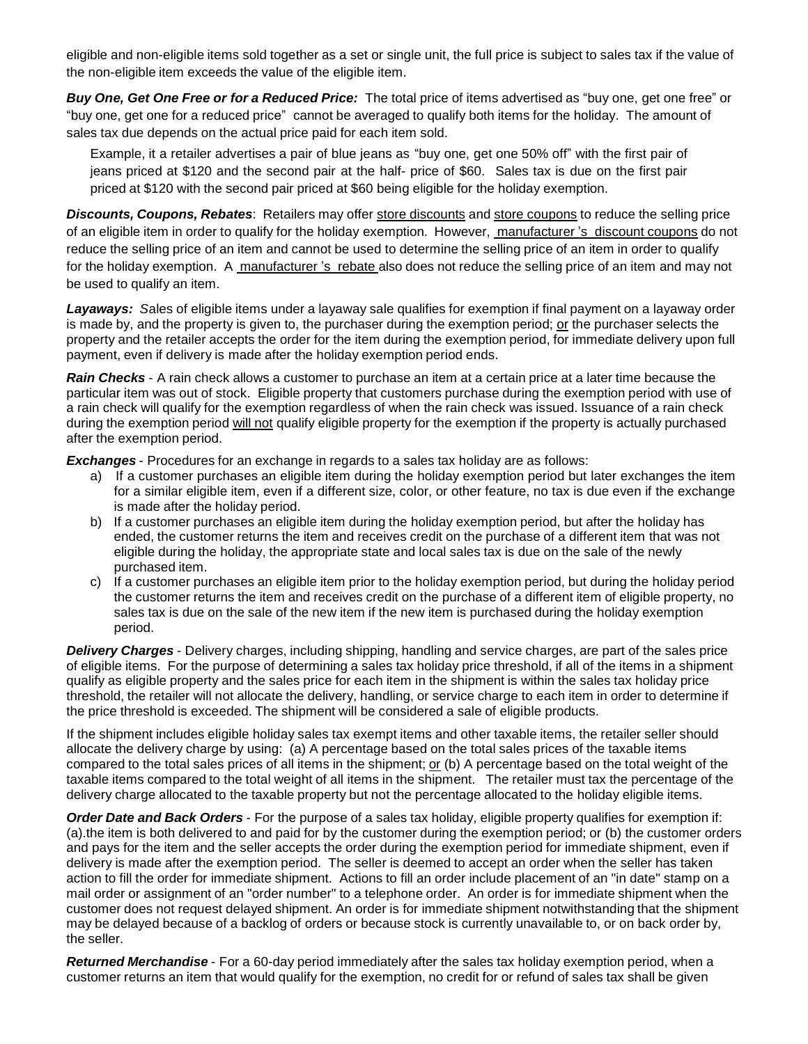eligible and non-eligible items sold together as a set or single unit, the full price is subject to sales tax if the value of the non-eligible item exceeds the value of the eligible item.

***Buy One, Get One Free or for a Reduced Price:*** The total price of items advertised as "buy one, get one free" or "buy one, get one for a reduced price" cannot be averaged to qualify both items for the holiday. The amount of sales tax due depends on the actual price paid for each item sold.

Example, it a retailer advertises a pair of blue jeans as "buy one, get one 50% off" with the first pair of jeans priced at $120 and the second pair at the half- price of $60. Sales tax is due on the first pair priced at $120 with the second pair priced at $60 being eligible for the holiday exemption.

***Discounts, Coupons, Rebates***: Retailers may offer store discounts and store coupons to reduce the selling price of an eligible item in order to qualify for the holiday exemption. However, manufacturer's discount coupons do not reduce the selling price of an item and cannot be used to determine the selling price of an item in order to qualify for the holiday exemption. A manufacturer's rebate also does not reduce the selling price of an item and may not be used to qualify an item.

***Layaways:*** Sales of eligible items under a layaway sale qualifies for exemption if final payment on a layaway order is made by, and the property is given to, the purchaser during the exemption period; or the purchaser selects the property and the retailer accepts the order for the item during the exemption period, for immediate delivery upon full payment, even if delivery is made after the holiday exemption period ends.

***Rain Checks*** - A rain check allows a customer to purchase an item at a certain price at a later time because the particular item was out of stock. Eligible property that customers purchase during the exemption period with use of a rain check will qualify for the exemption regardless of when the rain check was issued. Issuance of a rain check during the exemption period will not qualify eligible property for the exemption if the property is actually purchased after the exemption period.

***Exchanges*** - Procedures for an exchange in regards to a sales tax holiday are as follows:

a) If a customer purchases an eligible item during the holiday exemption period but later exchanges the item for a similar eligible item, even if a different size, color, or other feature, no tax is due even if the exchange is made after the holiday period.
b) If a customer purchases an eligible item during the holiday exemption period, but after the holiday has ended, the customer returns the item and receives credit on the purchase of a different item that was not eligible during the holiday, the appropriate state and local sales tax is due on the sale of the newly purchased item.
c) If a customer purchases an eligible item prior to the holiday exemption period, but during the holiday period the customer returns the item and receives credit on the purchase of a different item of eligible property, no sales tax is due on the sale of the new item if the new item is purchased during the holiday exemption period.

***Delivery Charges*** - Delivery charges, including shipping, handling and service charges, are part of the sales price of eligible items. For the purpose of determining a sales tax holiday price threshold, if all of the items in a shipment qualify as eligible property and the sales price for each item in the shipment is within the sales tax holiday price threshold, the retailer will not allocate the delivery, handling, or service charge to each item in order to determine if the price threshold is exceeded. The shipment will be considered a sale of eligible products.

If the shipment includes eligible holiday sales tax exempt items and other taxable items, the retailer seller should allocate the delivery charge by using: (a) A percentage based on the total sales prices of the taxable items compared to the total sales prices of all items in the shipment; or (b) A percentage based on the total weight of the taxable items compared to the total weight of all items in the shipment. The retailer must tax the percentage of the delivery charge allocated to the taxable property but not the percentage allocated to the holiday eligible items.

***Order Date and Back Orders*** - For the purpose of a sales tax holiday, eligible property qualifies for exemption if: (a).the item is both delivered to and paid for by the customer during the exemption period; or (b) the customer orders and pays for the item and the seller accepts the order during the exemption period for immediate shipment, even if delivery is made after the exemption period. The seller is deemed to accept an order when the seller has taken action to fill the order for immediate shipment. Actions to fill an order include placement of an "in date" stamp on a mail order or assignment of an "order number" to a telephone order. An order is for immediate shipment when the customer does not request delayed shipment. An order is for immediate shipment notwithstanding that the shipment may be delayed because of a backlog of orders or because stock is currently unavailable to, or on back order by, the seller.

***Returned Merchandise*** - For a 60-day period immediately after the sales tax holiday exemption period, when a customer returns an item that would qualify for the exemption, no credit for or refund of sales tax shall be given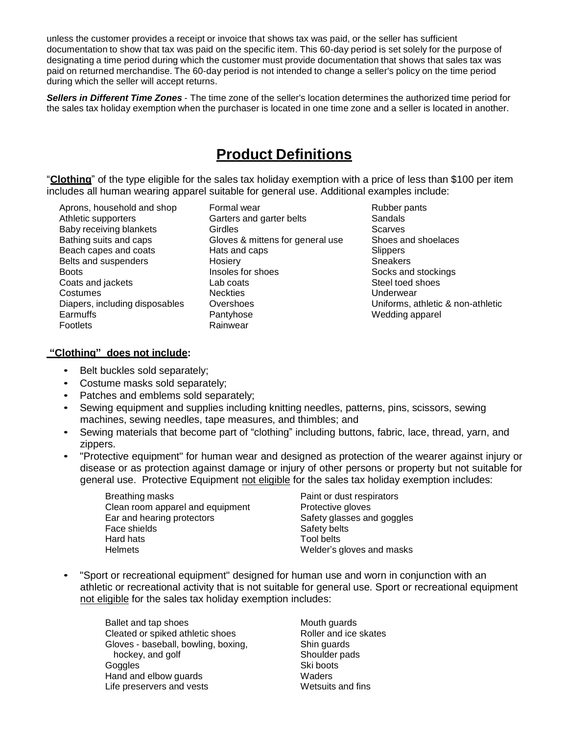unless the customer provides a receipt or invoice that shows tax was paid, or the seller has sufficient documentation to show that tax was paid on the specific item. This 60-day period is set solely for the purpose of designating a time period during which the customer must provide documentation that shows that sales tax was paid on returned merchandise. The 60-day period is not intended to change a seller's policy on the time period during which the seller will accept returns.

***Sellers in Different Time Zones*** - The time zone of the seller's location determines the authorized time period for the sales tax holiday exemption when the purchaser is located in one time zone and a seller is located in another.

# Product Definitions

"**Clothing**" of the type eligible for the sales tax holiday exemption with a price of less than $100 per item includes all human wearing apparel suitable for general use. Additional examples include:

- Aprons, household and shop
- Athletic supporters
- Baby receiving blankets
- Bathing suits and caps
- Beach capes and coats
- Belts and suspenders
- Boots
- Coats and jackets
- Costumes
- Diapers, including disposables
- Earmuffs
- Footlets
- Formal wear
- Garters and garter belts
- Girdles
- Gloves & mittens for general use
- Hats and caps
- Hosiery
- Insoles for shoes
- Lab coats
- Neckties
- Overshoes
- Pantyhose
- Rainwear
- Rubber pants
- Sandals
- Scarves
- Shoes and shoelaces
- Slippers
- Sneakers
- Socks and stockings
- Steel toed shoes
- Underwear
- Uniforms, athletic & non-athletic
- Wedding apparel

**"Clothing" does not include:**

- Belt buckles sold separately;
- Costume masks sold separately;
- Patches and emblems sold separately;
- Sewing equipment and supplies including knitting needles, patterns, pins, scissors, sewing machines, sewing needles, tape measures, and thimbles; and
- Sewing materials that become part of "clothing" including buttons, fabric, lace, thread, yarn, and zippers.
- "Protective equipment" for human wear and designed as protection of the wearer against injury or disease or as protection against damage or injury of other persons or property but not suitable for general use. Protective Equipment not eligible for the sales tax holiday exemption includes:
  - Breathing masks
  - Clean room apparel and equipment
  - Ear and hearing protectors
  - Face shields
  - Hard hats
  - Helmets
  - Paint or dust respirators
  - Protective gloves
  - Safety glasses and goggles
  - Safety belts
  - Tool belts
  - Welder's gloves and masks
- "Sport or recreational equipment" designed for human use and worn in conjunction with an athletic or recreational activity that is not suitable for general use. Sport or recreational equipment not eligible for the sales tax holiday exemption includes:
  - Ballet and tap shoes
  - Cleated or spiked athletic shoes
  - Gloves - baseball, bowling, boxing, hockey, and golf
  - Goggles
  - Hand and elbow guards
  - Life preservers and vests
  - Mouth guards
  - Roller and ice skates
  - Shin guards
  - Shoulder pads
  - Ski boots
  - Waders
  - Wetsuits and fins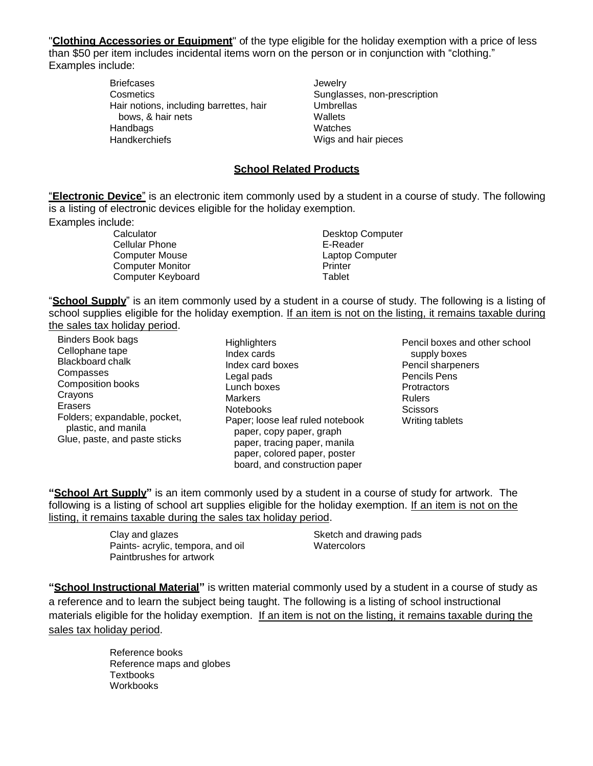"**Clothing Accessories or Equipment**" of the type eligible for the holiday exemption with a price of less than $50 per item includes incidental items worn on the person or in conjunction with "clothing." Examples include:

- Briefcases
- Cosmetics
- Hair notions, including barrettes, hair bows, & hair nets
- Handbags
- Handkerchiefs
- Jewelry
- Sunglasses, non-prescription
- Umbrellas
- Wallets
- Watches
- Wigs and hair pieces

## School Related Products

"**Electronic Device**" is an electronic item commonly used by a student in a course of study. The following is a listing of electronic devices eligible for the holiday exemption.

Examples include:

- Calculator
- Cellular Phone
- Computer Mouse
- Computer Monitor
- Computer Keyboard
- Desktop Computer
- E-Reader
- Laptop Computer
- Printer
- Tablet

"**School Supply**" is an item commonly used by a student in a course of study. The following is a listing of school supplies eligible for the holiday exemption. If an item is not on the listing, it remains taxable during the sales tax holiday period.

- Binders Book bags
- Cellophane tape
- Blackboard chalk
- Compasses
- Composition books
- Crayons
- Erasers
- Folders; expandable, pocket, plastic, and manila
- Glue, paste, and paste sticks
- Highlighters
- Index cards
- Index card boxes
- Legal pads
- Lunch boxes
- Markers
- Notebooks
- Paper; loose leaf ruled notebook paper, copy paper, graph paper, tracing paper, manila paper, colored paper, poster board, and construction paper
- Pencil boxes and other school supply boxes
- Pencil sharpeners
- Pencils Pens
- Protractors
- Rulers
- Scissors
- Writing tablets

**"School Art Supply"** is an item commonly used by a student in a course of study for artwork. The following is a listing of school art supplies eligible for the holiday exemption. If an item is not on the listing, it remains taxable during the sales tax holiday period.

- Clay and glazes
- Paints- acrylic, tempora, and oil
- Paintbrushes for artwork
- Sketch and drawing pads
- Watercolors

**"School Instructional Material"** is written material commonly used by a student in a course of study as a reference and to learn the subject being taught. The following is a listing of school instructional materials eligible for the holiday exemption. If an item is not on the listing, it remains taxable during the sales tax holiday period.

- Reference books
- Reference maps and globes
- Textbooks
- Workbooks